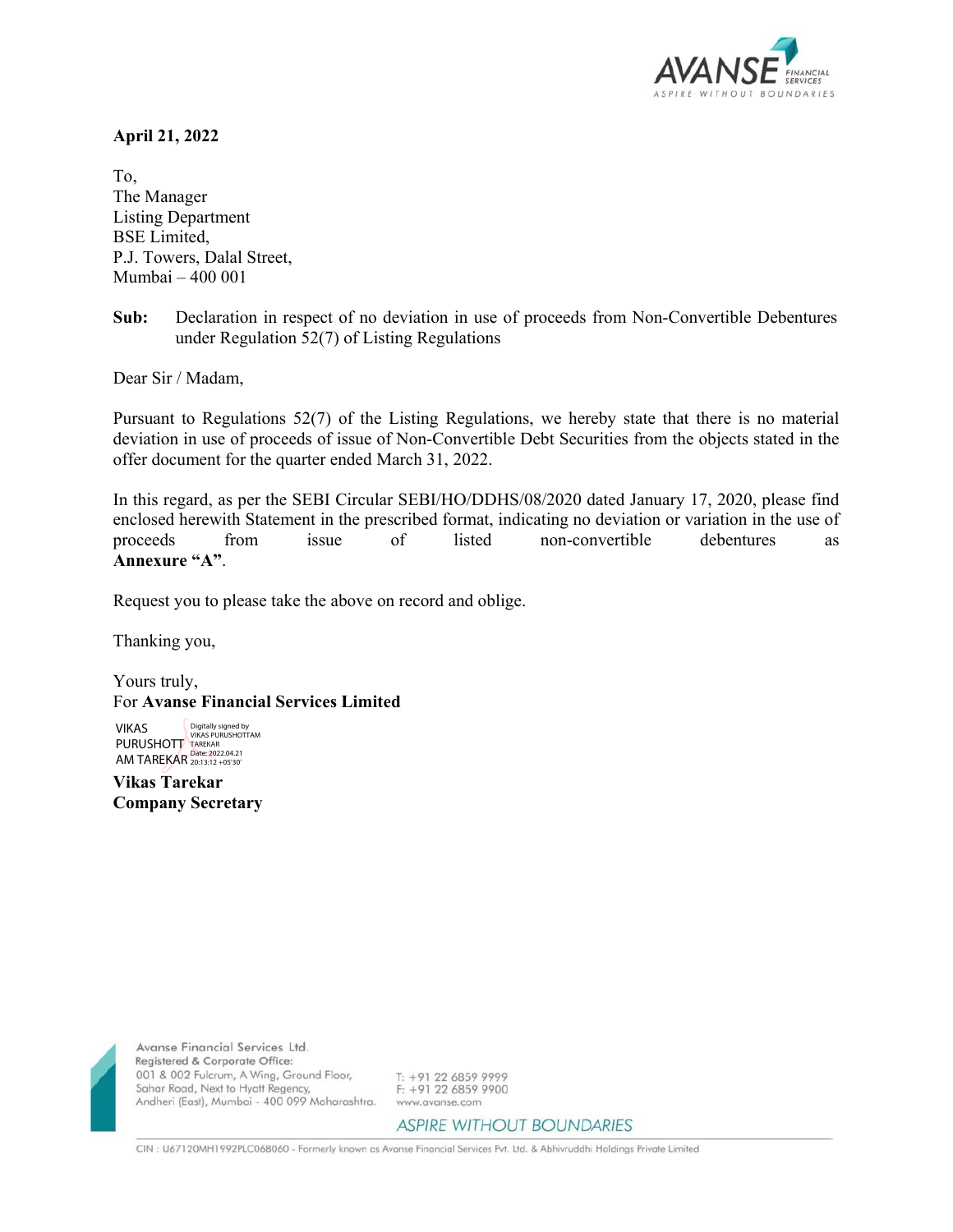**April 21, 2022**

To,
The Manager
Listing Department
BSE Limited,
P.J. Towers, Dalal Street,
Mumbai – 400 001

**Sub:** Declaration in respect of no deviation in use of proceeds from Non-Convertible Debentures under Regulation 52(7) of Listing Regulations

Dear Sir / Madam,

Pursuant to Regulations 52(7) of the Listing Regulations, we hereby state that there is no material deviation in use of proceeds of issue of Non-Convertible Debt Securities from the objects stated in the offer document for the quarter ended March 31, 2022.

In this regard, as per the SEBI Circular SEBI/HO/DDHS/08/2020 dated January 17, 2020, please find enclosed herewith Statement in the prescribed format, indicating no deviation or variation in the use of proceeds from issue of listed non-convertible debentures as **Annexure "A"**.

Request you to please take the above on record and oblige.

Thanking you,

Yours truly,
For **Avanse Financial Services Limited**

VIKAS PURUSHOTTAM TAREKAR
Digitally signed by VIKAS PURUSHOTTAM TAREKAR
Date: 2022.04.21 20:13:12 +05'30'

**Vikas Tarekar**
**Company Secretary**

Avanse Financial Services Ltd.
Registered & Corporate Office:
001 & 002 Fulcrum, A Wing, Ground Floor, Sahar Road, Next to Hyatt Regency, Andheri (East), Mumbai - 400 099 Maharashtra.
T: +91 22 6859 9999
F: +91 22 6859 9900
www.avanse.com

CIN : U67120MH1992PLC068060 - Formerly known as Avanse Financial Services Pvt. Ltd. & Abhivruddhi Holdings Private Limited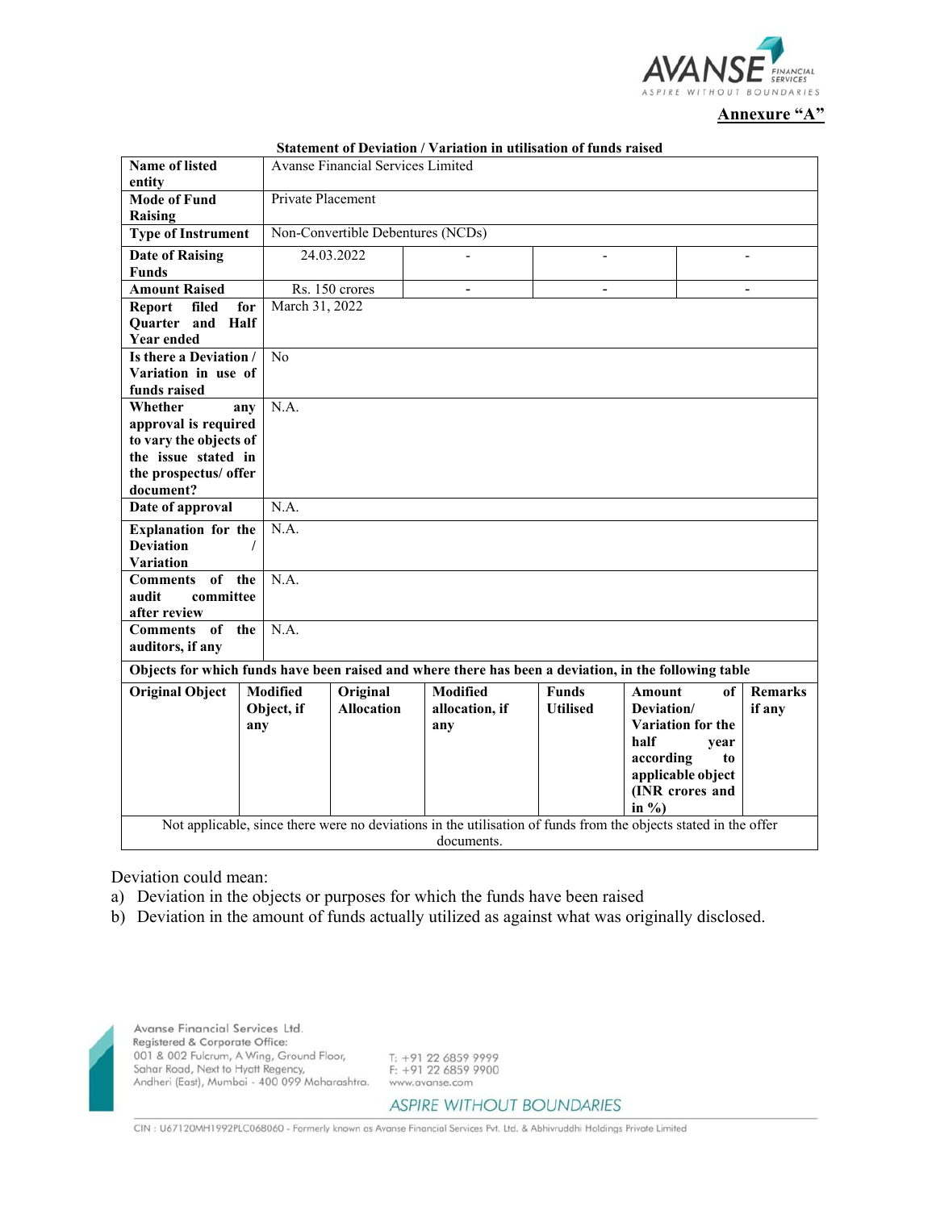**Annexure "A"**

**Statement of Deviation / Variation in utilisation of funds raised**

| | | | | |
|---|---|---|---|---|
| **Name of listed entity** | Avanse Financial Services Limited | | | |
| **Mode of Fund Raising** | Private Placement | | | |
| **Type of Instrument** | Non-Convertible Debentures (NCDs) | | | |
| **Date of Raising Funds** | 24.03.2022 | - | - | - |
| **Amount Raised** | Rs. 150 crores | - | - | - |
| **Report filed for Quarter and Half Year ended** | March 31, 2022 | | | |
| **Is there a Deviation / Variation in use of funds raised** | No | | | |
| **Whether any approval is required to vary the objects of the issue stated in the prospectus/ offer document?** | N.A. | | | |
| **Date of approval** | N.A. | | | |
| **Explanation for the Deviation / Variation** | N.A. | | | |
| **Comments of the audit committee after review** | N.A. | | | |
| **Comments of the auditors, if any** | N.A. | | | |

**Objects for which funds have been raised and where there has been a deviation, in the following table**

| **Original Object** | **Modified Object, if any** | **Original Allocation** | **Modified allocation, if any** | **Funds Utilised** | **Amount of Deviation/ Variation for the half year according to applicable object (INR crores and in %)** | **Remarks if any** |
|---|---|---|---|---|---|---|
| Not applicable, since there were no deviations in the utilisation of funds from the objects stated in the offer documents. | | | | | | |

Deviation could mean:

a) Deviation in the objects or purposes for which the funds have been raised
b) Deviation in the amount of funds actually utilized as against what was originally disclosed.

Avanse Financial Services Ltd.
Registered & Corporate Office:
001 & 002 Fulcrum, A Wing, Ground Floor,
Sahar Road, Next to Hyatt Regency,
Andheri (East), Mumbai - 400 099 Maharashtra.

T: +91 22 6859 9999
F: +91 22 6859 9900
www.avanse.com

ASPIRE WITHOUT BOUNDARIES

CIN : U67120MH1992PLC068060 - Formerly known as Avanse Financial Services Pvt. Ltd. & Abhivruddhi Holdings Private Limited